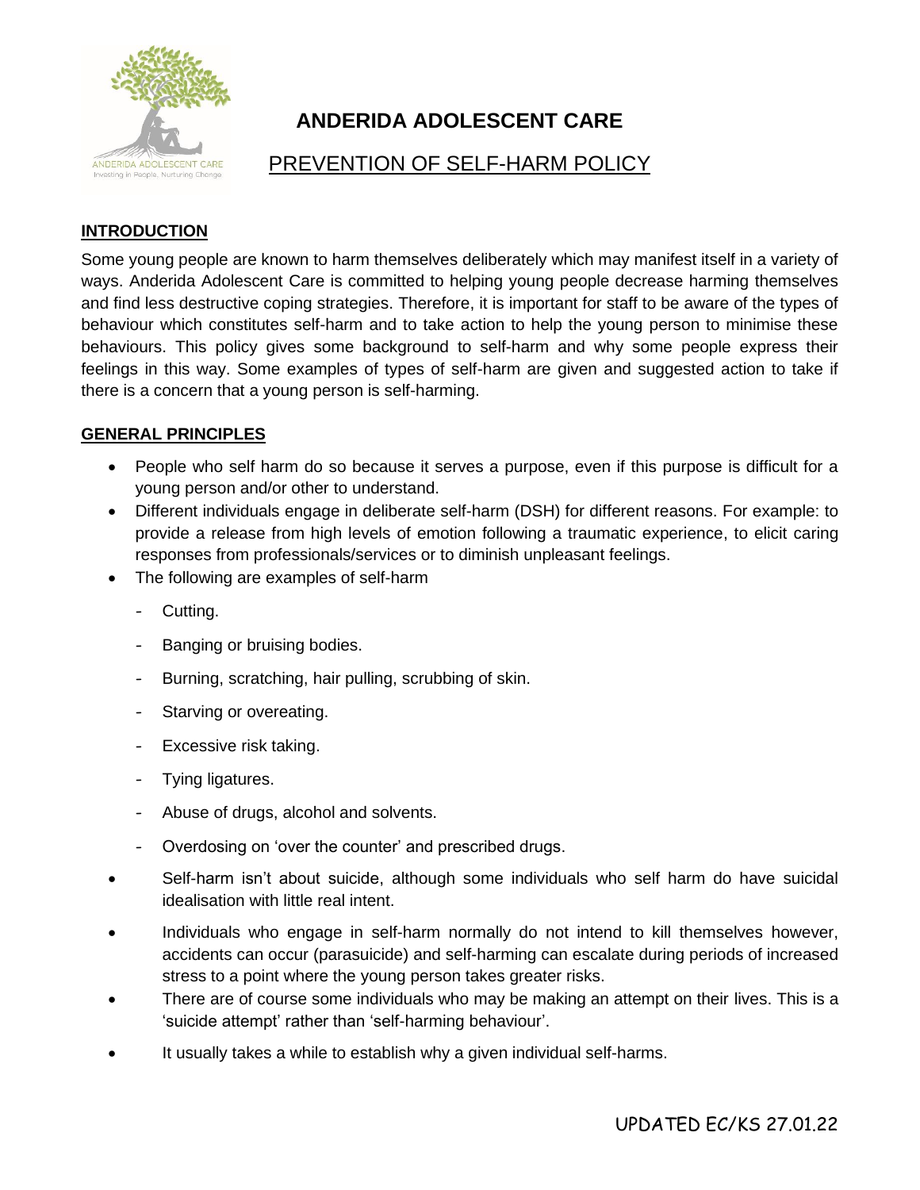# ANDERIDA ADOLESCENT CARE

## PREVENTION OF SELF-HARM POLICY

### INTRODUCTION

Some young people are known to harm themselves deliberately which may manifest itself in a variety of ways. Anderida Adolescent Care is committed to helping young people decrease harming themselves and find less destructive coping strategies. Therefore, it is important for staff to be aware of the types of behaviour which constitutes self-harm and to take action to help the young person to minimise these behaviours. This policy gives some background to self-harm and why some people express their feelings in this way. Some examples of types of self-harm are given and suggested action to take if there is a concern that a young person is self-harming.

### GENERAL PRINCIPLES

- People who self harm do so because it serves a purpose, even if this purpose is difficult for a young person and/or other to understand.
- Different individuals engage in deliberate self-harm (DSH) for different reasons. For example: to provide a release from high levels of emotion following a traumatic experience, to elicit caring responses from professionals/services or to diminish unpleasant feelings.
- The following are examples of self-harm
  - Cutting.
  - Banging or bruising bodies.
  - Burning, scratching, hair pulling, scrubbing of skin.
  - Starving or overeating.
  - Excessive risk taking.
  - Tying ligatures.
  - Abuse of drugs, alcohol and solvents.
  - Overdosing on 'over the counter' and prescribed drugs.
- Self-harm isn't about suicide, although some individuals who self harm do have suicidal idealisation with little real intent.
- Individuals who engage in self-harm normally do not intend to kill themselves however, accidents can occur (parasuicide) and self-harming can escalate during periods of increased stress to a point where the young person takes greater risks.
- There are of course some individuals who may be making an attempt on their lives. This is a 'suicide attempt' rather than 'self-harming behaviour'.
- It usually takes a while to establish why a given individual self-harms.

UPDATED EC/KS 27.01.22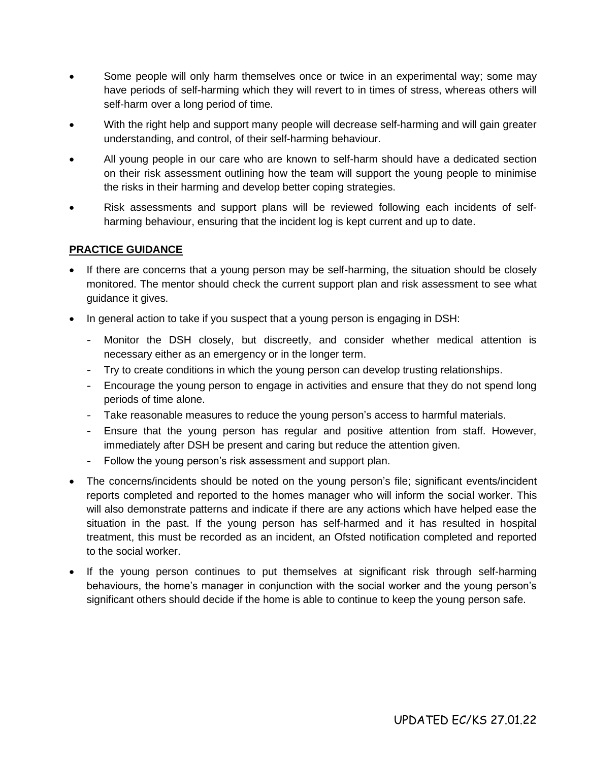- Some people will only harm themselves once or twice in an experimental way; some may have periods of self-harming which they will revert to in times of stress, whereas others will self-harm over a long period of time.
- With the right help and support many people will decrease self-harming and will gain greater understanding, and control, of their self-harming behaviour.
- All young people in our care who are known to self-harm should have a dedicated section on their risk assessment outlining how the team will support the young people to minimise the risks in their harming and develop better coping strategies.
- Risk assessments and support plans will be reviewed following each incidents of self-harming behaviour, ensuring that the incident log is kept current and up to date.

**PRACTICE GUIDANCE**

- If there are concerns that a young person may be self-harming, the situation should be closely monitored. The mentor should check the current support plan and risk assessment to see what guidance it gives.
- In general action to take if you suspect that a young person is engaging in DSH:
  - Monitor the DSH closely, but discreetly, and consider whether medical attention is necessary either as an emergency or in the longer term.
  - Try to create conditions in which the young person can develop trusting relationships.
  - Encourage the young person to engage in activities and ensure that they do not spend long periods of time alone.
  - Take reasonable measures to reduce the young person's access to harmful materials.
  - Ensure that the young person has regular and positive attention from staff. However, immediately after DSH be present and caring but reduce the attention given.
  - Follow the young person's risk assessment and support plan.
- The concerns/incidents should be noted on the young person's file; significant events/incident reports completed and reported to the homes manager who will inform the social worker. This will also demonstrate patterns and indicate if there are any actions which have helped ease the situation in the past. If the young person has self-harmed and it has resulted in hospital treatment, this must be recorded as an incident, an Ofsted notification completed and reported to the social worker.
- If the young person continues to put themselves at significant risk through self-harming behaviours, the home's manager in conjunction with the social worker and the young person's significant others should decide if the home is able to continue to keep the young person safe.

UPDATED EC/KS 27.01.22